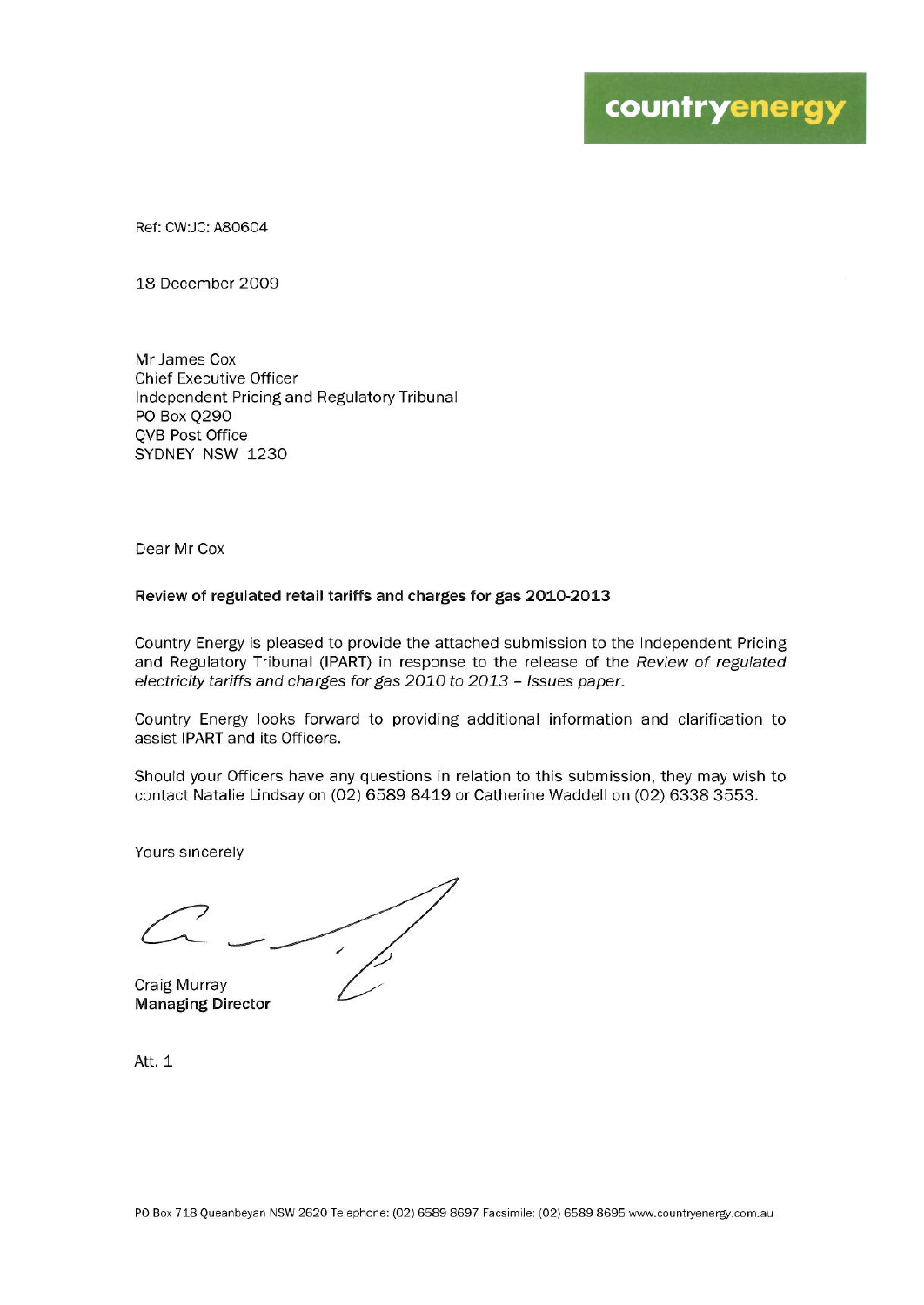countryenergy

Ref: CW:JC: A80604

18 December 2009

Mr James Cox
Chief Executive Officer
Independent Pricing and Regulatory Tribunal
PO Box Q290
QVB Post Office
SYDNEY NSW 1230

Dear Mr Cox

**Review of regulated retail tariffs and charges for gas 2010-2013**

Country Energy is pleased to provide the attached submission to the Independent Pricing and Regulatory Tribunal (IPART) in response to the release of the *Review of regulated electricity tariffs and charges for gas 2010 to 2013 – Issues paper*.

Country Energy looks forward to providing additional information and clarification to assist IPART and its Officers.

Should your Officers have any questions in relation to this submission, they may wish to contact Natalie Lindsay on (02) 6589 8419 or Catherine Waddell on (02) 6338 3553.

Yours sincerely

Craig Murray
**Managing Director**

Att. 1

PO Box 718 Queanbeyan NSW 2620 Telephone: (02) 6589 8697 Facsimile: (02) 6589 8695 www.countryenergy.com.au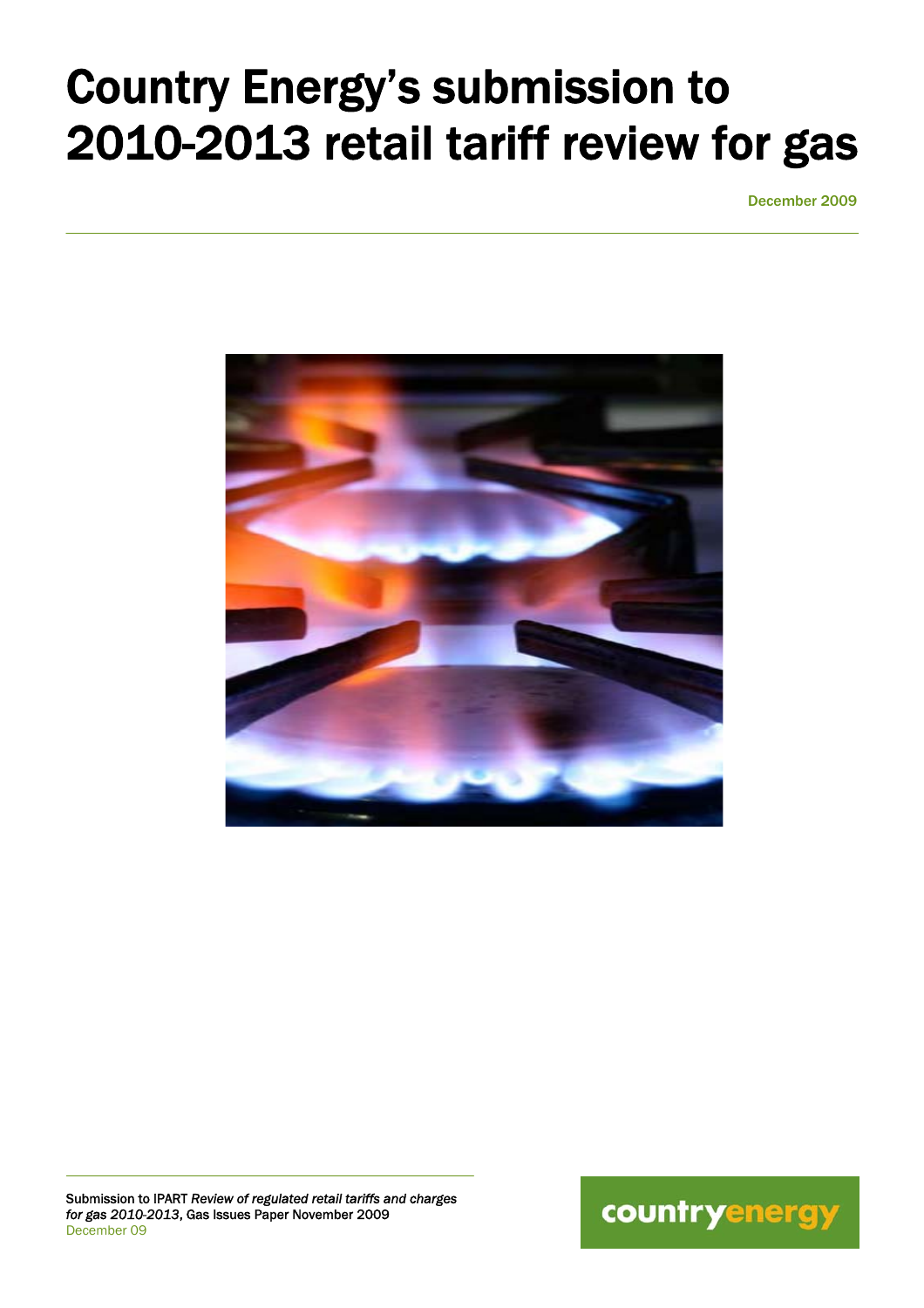# Country Energy's submission to 2010-2013 retail tariff review for gas

December 2009

Submission to IPART *Review of regulated retail tariffs and charges for gas 2010-2013*, Gas Issues Paper November 2009
December 09

countryenergy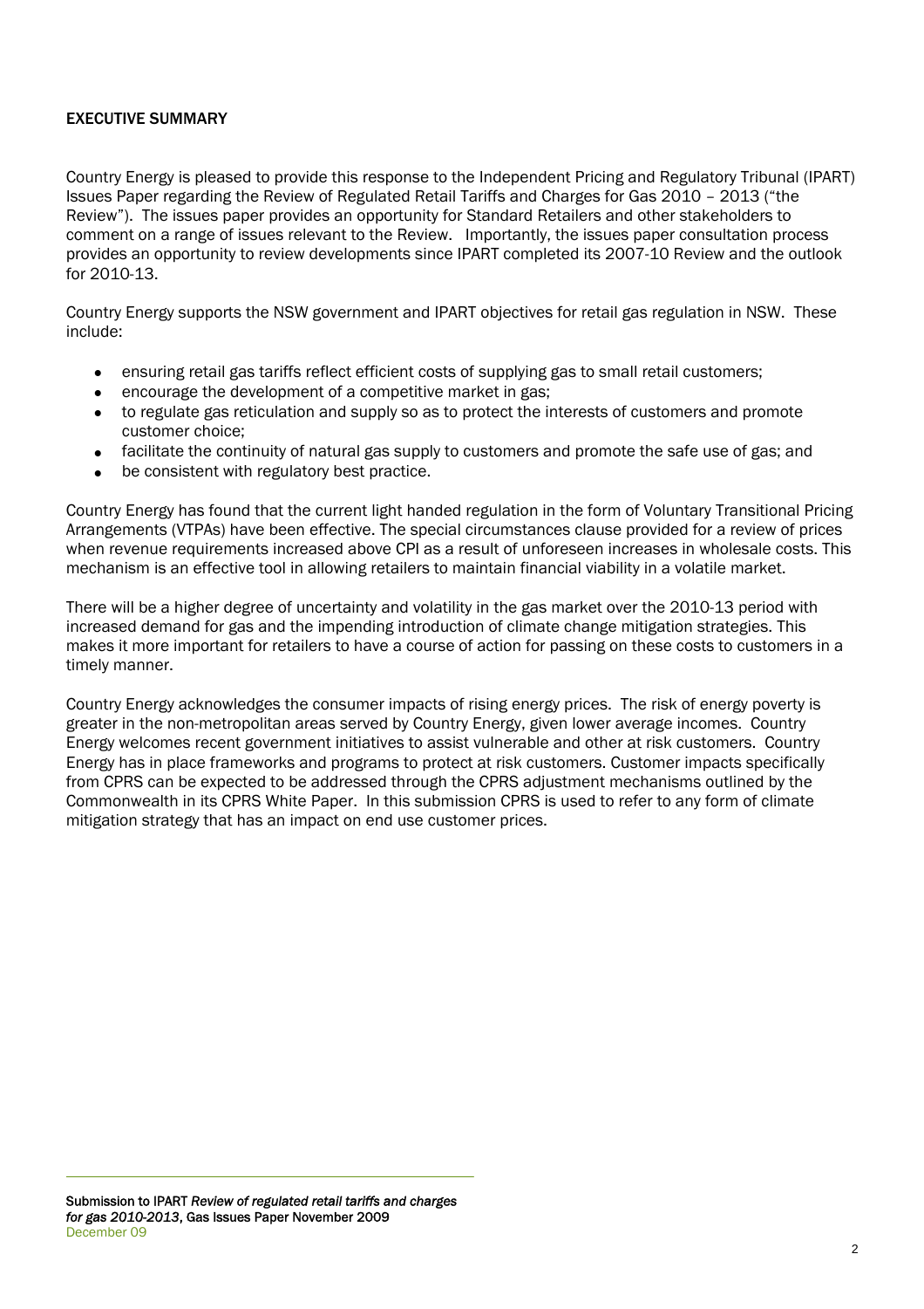## EXECUTIVE SUMMARY

Country Energy is pleased to provide this response to the Independent Pricing and Regulatory Tribunal (IPART) Issues Paper regarding the Review of Regulated Retail Tariffs and Charges for Gas 2010 – 2013 ("the Review"). The issues paper provides an opportunity for Standard Retailers and other stakeholders to comment on a range of issues relevant to the Review. Importantly, the issues paper consultation process provides an opportunity to review developments since IPART completed its 2007-10 Review and the outlook for 2010-13.

Country Energy supports the NSW government and IPART objectives for retail gas regulation in NSW. These include:

- ensuring retail gas tariffs reflect efficient costs of supplying gas to small retail customers;
- encourage the development of a competitive market in gas;
- to regulate gas reticulation and supply so as to protect the interests of customers and promote customer choice;
- facilitate the continuity of natural gas supply to customers and promote the safe use of gas; and
- be consistent with regulatory best practice.

Country Energy has found that the current light handed regulation in the form of Voluntary Transitional Pricing Arrangements (VTPAs) have been effective. The special circumstances clause provided for a review of prices when revenue requirements increased above CPI as a result of unforeseen increases in wholesale costs. This mechanism is an effective tool in allowing retailers to maintain financial viability in a volatile market.

There will be a higher degree of uncertainty and volatility in the gas market over the 2010-13 period with increased demand for gas and the impending introduction of climate change mitigation strategies. This makes it more important for retailers to have a course of action for passing on these costs to customers in a timely manner.

Country Energy acknowledges the consumer impacts of rising energy prices. The risk of energy poverty is greater in the non-metropolitan areas served by Country Energy, given lower average incomes. Country Energy welcomes recent government initiatives to assist vulnerable and other at risk customers. Country Energy has in place frameworks and programs to protect at risk customers. Customer impacts specifically from CPRS can be expected to be addressed through the CPRS adjustment mechanisms outlined by the Commonwealth in its CPRS White Paper. In this submission CPRS is used to refer to any form of climate mitigation strategy that has an impact on end use customer prices.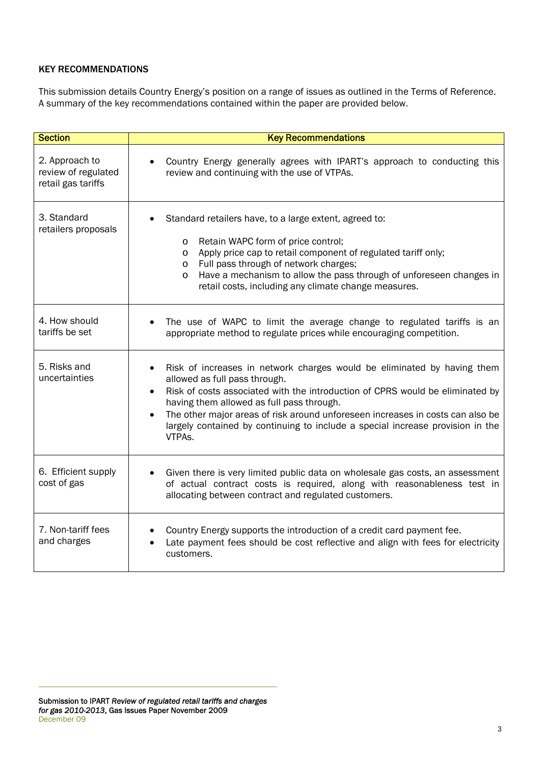## KEY RECOMMENDATIONS

This submission details Country Energy's position on a range of issues as outlined in the Terms of Reference. A summary of the key recommendations contained within the paper are provided below.

| Section | Key Recommendations |
| --- | --- |
| 2. Approach to review of regulated retail gas tariffs | • Country Energy generally agrees with IPART's approach to conducting this review and continuing with the use of VTPAs. |
| 3. Standard retailers proposals | • Standard retailers have, to a large extent, agreed to:<br>o Retain WAPC form of price control;<br>o Apply price cap to retail component of regulated tariff only;<br>o Full pass through of network charges;<br>o Have a mechanism to allow the pass through of unforeseen changes in retail costs, including any climate change measures. |
| 4. How should tariffs be set | • The use of WAPC to limit the average change to regulated tariffs is an appropriate method to regulate prices while encouraging competition. |
| 5. Risks and uncertainties | • Risk of increases in network charges would be eliminated by having them allowed as full pass through.<br>• Risk of costs associated with the introduction of CPRS would be eliminated by having them allowed as full pass through.<br>• The other major areas of risk around unforeseen increases in costs can also be largely contained by continuing to include a special increase provision in the VTPAs. |
| 6. Efficient supply cost of gas | • Given there is very limited public data on wholesale gas costs, an assessment of actual contract costs is required, along with reasonableness test in allocating between contract and regulated customers. |
| 7. Non-tariff fees and charges | • Country Energy supports the introduction of a credit card payment fee.<br>• Late payment fees should be cost reflective and align with fees for electricity customers. |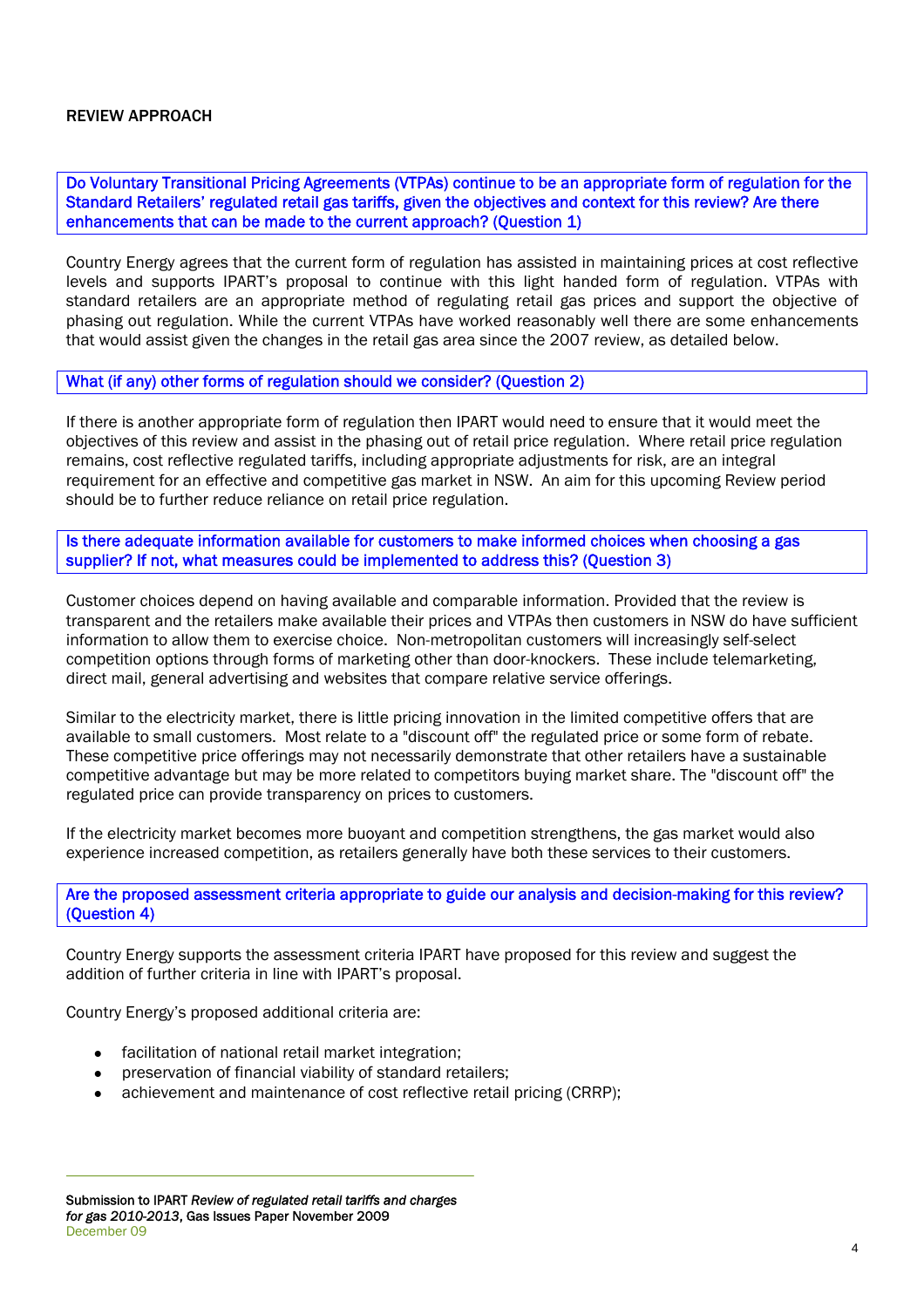## REVIEW APPROACH

**Do Voluntary Transitional Pricing Agreements (VTPAs) continue to be an appropriate form of regulation for the Standard Retailers' regulated retail gas tariffs, given the objectives and context for this review? Are there enhancements that can be made to the current approach? (Question 1)**

Country Energy agrees that the current form of regulation has assisted in maintaining prices at cost reflective levels and supports IPART's proposal to continue with this light handed form of regulation. VTPAs with standard retailers are an appropriate method of regulating retail gas prices and support the objective of phasing out regulation. While the current VTPAs have worked reasonably well there are some enhancements that would assist given the changes in the retail gas area since the 2007 review, as detailed below.

**What (if any) other forms of regulation should we consider? (Question 2)**

If there is another appropriate form of regulation then IPART would need to ensure that it would meet the objectives of this review and assist in the phasing out of retail price regulation. Where retail price regulation remains, cost reflective regulated tariffs, including appropriate adjustments for risk, are an integral requirement for an effective and competitive gas market in NSW. An aim for this upcoming Review period should be to further reduce reliance on retail price regulation.

**Is there adequate information available for customers to make informed choices when choosing a gas supplier? If not, what measures could be implemented to address this? (Question 3)**

Customer choices depend on having available and comparable information. Provided that the review is transparent and the retailers make available their prices and VTPAs then customers in NSW do have sufficient information to allow them to exercise choice. Non-metropolitan customers will increasingly self-select competition options through forms of marketing other than door-knockers. These include telemarketing, direct mail, general advertising and websites that compare relative service offerings.

Similar to the electricity market, there is little pricing innovation in the limited competitive offers that are available to small customers. Most relate to a "discount off" the regulated price or some form of rebate. These competitive price offerings may not necessarily demonstrate that other retailers have a sustainable competitive advantage but may be more related to competitors buying market share. The "discount off" the regulated price can provide transparency on prices to customers.

If the electricity market becomes more buoyant and competition strengthens, the gas market would also experience increased competition, as retailers generally have both these services to their customers.

**Are the proposed assessment criteria appropriate to guide our analysis and decision-making for this review? (Question 4)**

Country Energy supports the assessment criteria IPART have proposed for this review and suggest the addition of further criteria in line with IPART's proposal.

Country Energy's proposed additional criteria are:

- facilitation of national retail market integration;
- preservation of financial viability of standard retailers;
- achievement and maintenance of cost reflective retail pricing (CRRP);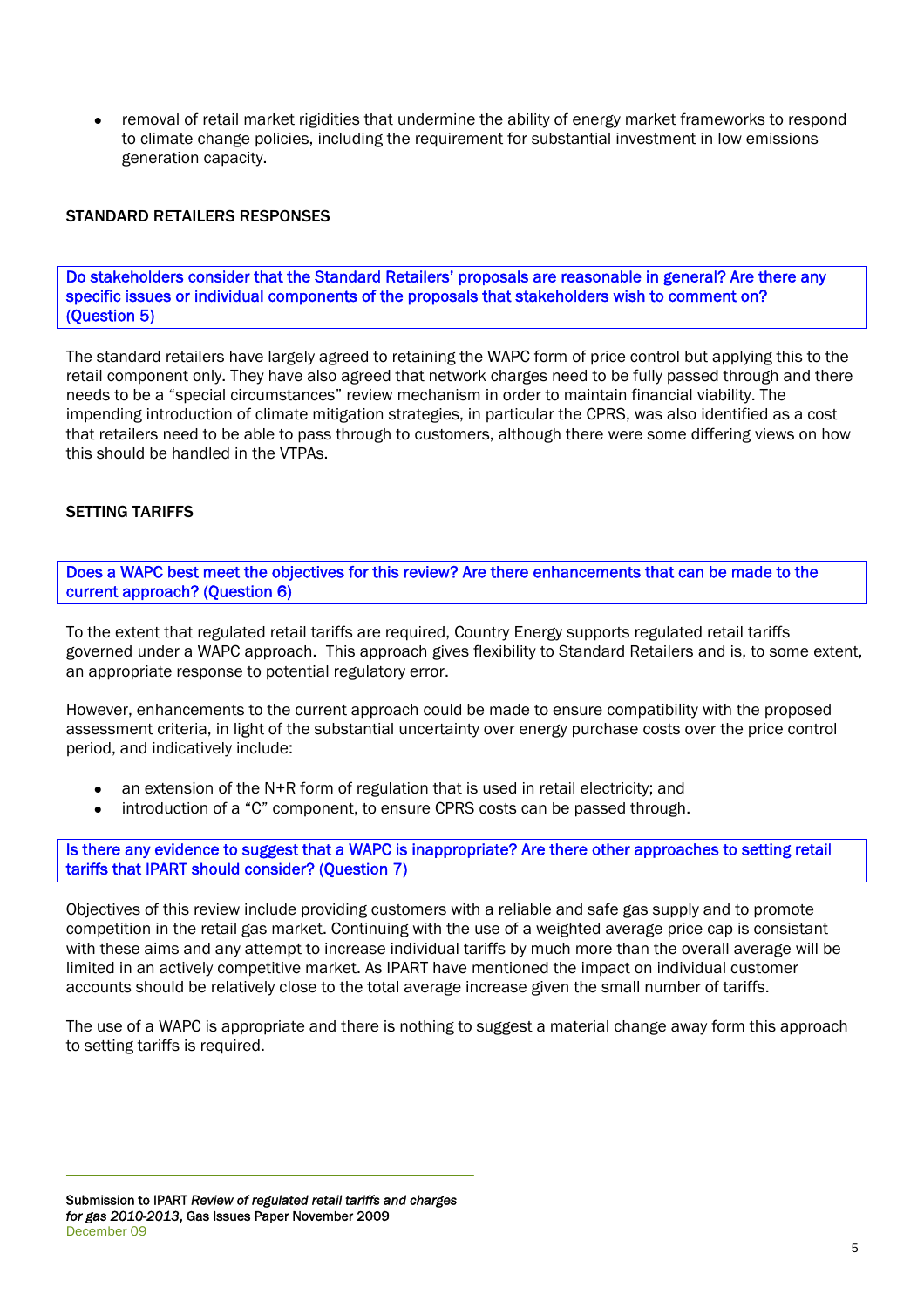- removal of retail market rigidities that undermine the ability of energy market frameworks to respond to climate change policies, including the requirement for substantial investment in low emissions generation capacity.

## STANDARD RETAILERS RESPONSES

**Do stakeholders consider that the Standard Retailers' proposals are reasonable in general? Are there any specific issues or individual components of the proposals that stakeholders wish to comment on? (Question 5)**

The standard retailers have largely agreed to retaining the WAPC form of price control but applying this to the retail component only. They have also agreed that network charges need to be fully passed through and there needs to be a "special circumstances" review mechanism in order to maintain financial viability. The impending introduction of climate mitigation strategies, in particular the CPRS, was also identified as a cost that retailers need to be able to pass through to customers, although there were some differing views on how this should be handled in the VTPAs.

## SETTING TARIFFS

**Does a WAPC best meet the objectives for this review? Are there enhancements that can be made to the current approach? (Question 6)**

To the extent that regulated retail tariffs are required, Country Energy supports regulated retail tariffs governed under a WAPC approach. This approach gives flexibility to Standard Retailers and is, to some extent, an appropriate response to potential regulatory error.

However, enhancements to the current approach could be made to ensure compatibility with the proposed assessment criteria, in light of the substantial uncertainty over energy purchase costs over the price control period, and indicatively include:

- an extension of the N+R form of regulation that is used in retail electricity; and
- introduction of a "C" component, to ensure CPRS costs can be passed through.

**Is there any evidence to suggest that a WAPC is inappropriate? Are there other approaches to setting retail tariffs that IPART should consider? (Question 7)**

Objectives of this review include providing customers with a reliable and safe gas supply and to promote competition in the retail gas market. Continuing with the use of a weighted average price cap is consistant with these aims and any attempt to increase individual tariffs by much more than the overall average will be limited in an actively competitive market. As IPART have mentioned the impact on individual customer accounts should be relatively close to the total average increase given the small number of tariffs.

The use of a WAPC is appropriate and there is nothing to suggest a material change away form this approach to setting tariffs is required.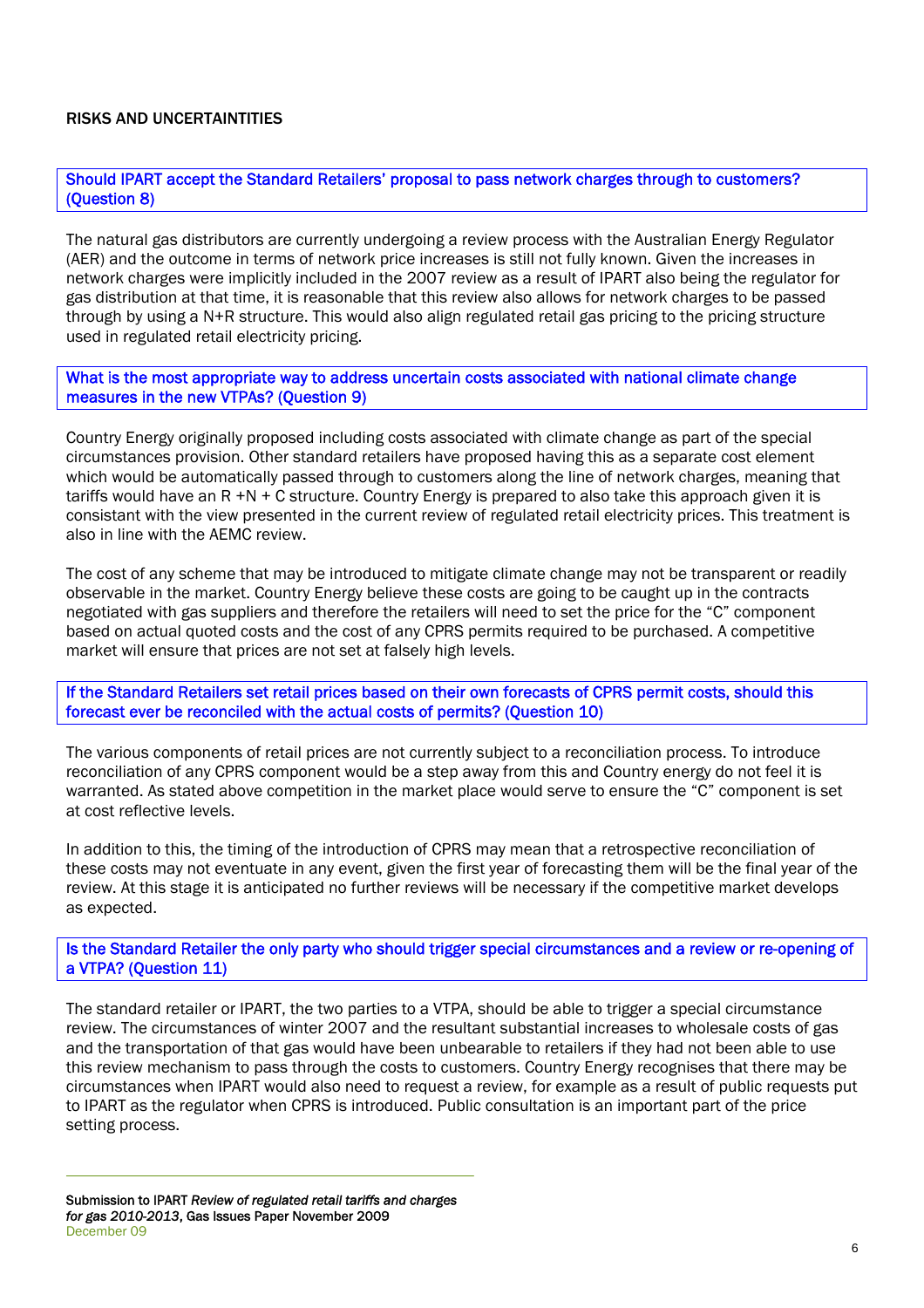## RISKS AND UNCERTAINTIES

**Should IPART accept the Standard Retailers' proposal to pass network charges through to customers? (Question 8)**

The natural gas distributors are currently undergoing a review process with the Australian Energy Regulator (AER) and the outcome in terms of network price increases is still not fully known. Given the increases in network charges were implicitly included in the 2007 review as a result of IPART also being the regulator for gas distribution at that time, it is reasonable that this review also allows for network charges to be passed through by using a N+R structure. This would also align regulated retail gas pricing to the pricing structure used in regulated retail electricity pricing.

**What is the most appropriate way to address uncertain costs associated with national climate change measures in the new VTPAs? (Question 9)**

Country Energy originally proposed including costs associated with climate change as part of the special circumstances provision. Other standard retailers have proposed having this as a separate cost element which would be automatically passed through to customers along the line of network charges, meaning that tariffs would have an R +N + C structure. Country Energy is prepared to also take this approach given it is consistant with the view presented in the current review of regulated retail electricity prices. This treatment is also in line with the AEMC review.

The cost of any scheme that may be introduced to mitigate climate change may not be transparent or readily observable in the market. Country Energy believe these costs are going to be caught up in the contracts negotiated with gas suppliers and therefore the retailers will need to set the price for the "C" component based on actual quoted costs and the cost of any CPRS permits required to be purchased. A competitive market will ensure that prices are not set at falsely high levels.

**If the Standard Retailers set retail prices based on their own forecasts of CPRS permit costs, should this forecast ever be reconciled with the actual costs of permits? (Question 10)**

The various components of retail prices are not currently subject to a reconciliation process. To introduce reconciliation of any CPRS component would be a step away from this and Country energy do not feel it is warranted. As stated above competition in the market place would serve to ensure the "C" component is set at cost reflective levels.

In addition to this, the timing of the introduction of CPRS may mean that a retrospective reconciliation of these costs may not eventuate in any event, given the first year of forecasting them will be the final year of the review. At this stage it is anticipated no further reviews will be necessary if the competitive market develops as expected.

**Is the Standard Retailer the only party who should trigger special circumstances and a review or re-opening of a VTPA? (Question 11)**

The standard retailer or IPART, the two parties to a VTPA, should be able to trigger a special circumstance review. The circumstances of winter 2007 and the resultant substantial increases to wholesale costs of gas and the transportation of that gas would have been unbearable to retailers if they had not been able to use this review mechanism to pass through the costs to customers. Country Energy recognises that there may be circumstances when IPART would also need to request a review, for example as a result of public requests put to IPART as the regulator when CPRS is introduced. Public consultation is an important part of the price setting process.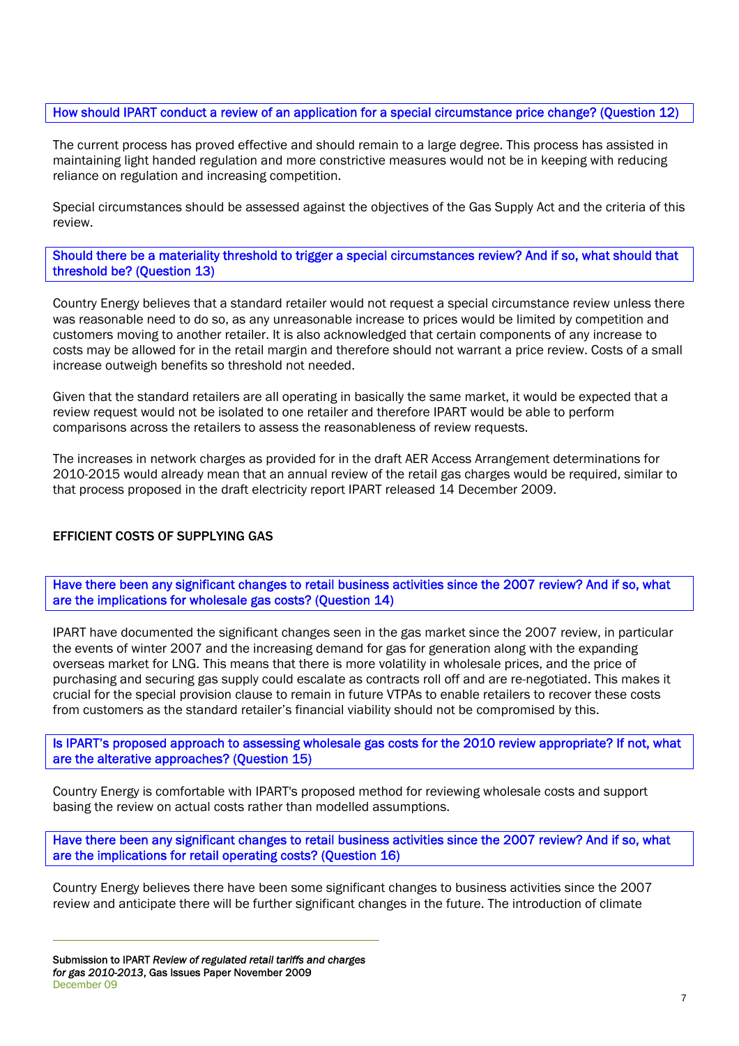**How should IPART conduct a review of an application for a special circumstance price change? (Question 12)**

The current process has proved effective and should remain to a large degree. This process has assisted in maintaining light handed regulation and more constrictive measures would not be in keeping with reducing reliance on regulation and increasing competition.

Special circumstances should be assessed against the objectives of the Gas Supply Act and the criteria of this review.

**Should there be a materiality threshold to trigger a special circumstances review? And if so, what should that threshold be? (Question 13)**

Country Energy believes that a standard retailer would not request a special circumstance review unless there was reasonable need to do so, as any unreasonable increase to prices would be limited by competition and customers moving to another retailer. It is also acknowledged that certain components of any increase to costs may be allowed for in the retail margin and therefore should not warrant a price review. Costs of a small increase outweigh benefits so threshold not needed.

Given that the standard retailers are all operating in basically the same market, it would be expected that a review request would not be isolated to one retailer and therefore IPART would be able to perform comparisons across the retailers to assess the reasonableness of review requests.

The increases in network charges as provided for in the draft AER Access Arrangement determinations for 2010-2015 would already mean that an annual review of the retail gas charges would be required, similar to that process proposed in the draft electricity report IPART released 14 December 2009.

## EFFICIENT COSTS OF SUPPLYING GAS

**Have there been any significant changes to retail business activities since the 2007 review? And if so, what are the implications for wholesale gas costs? (Question 14)**

IPART have documented the significant changes seen in the gas market since the 2007 review, in particular the events of winter 2007 and the increasing demand for gas for generation along with the expanding overseas market for LNG. This means that there is more volatility in wholesale prices, and the price of purchasing and securing gas supply could escalate as contracts roll off and are re-negotiated. This makes it crucial for the special provision clause to remain in future VTPAs to enable retailers to recover these costs from customers as the standard retailer's financial viability should not be compromised by this.

**Is IPART's proposed approach to assessing wholesale gas costs for the 2010 review appropriate? If not, what are the alterative approaches? (Question 15)**

Country Energy is comfortable with IPART's proposed method for reviewing wholesale costs and support basing the review on actual costs rather than modelled assumptions.

**Have there been any significant changes to retail business activities since the 2007 review? And if so, what are the implications for retail operating costs? (Question 16)**

Country Energy believes there have been some significant changes to business activities since the 2007 review and anticipate there will be further significant changes in the future. The introduction of climate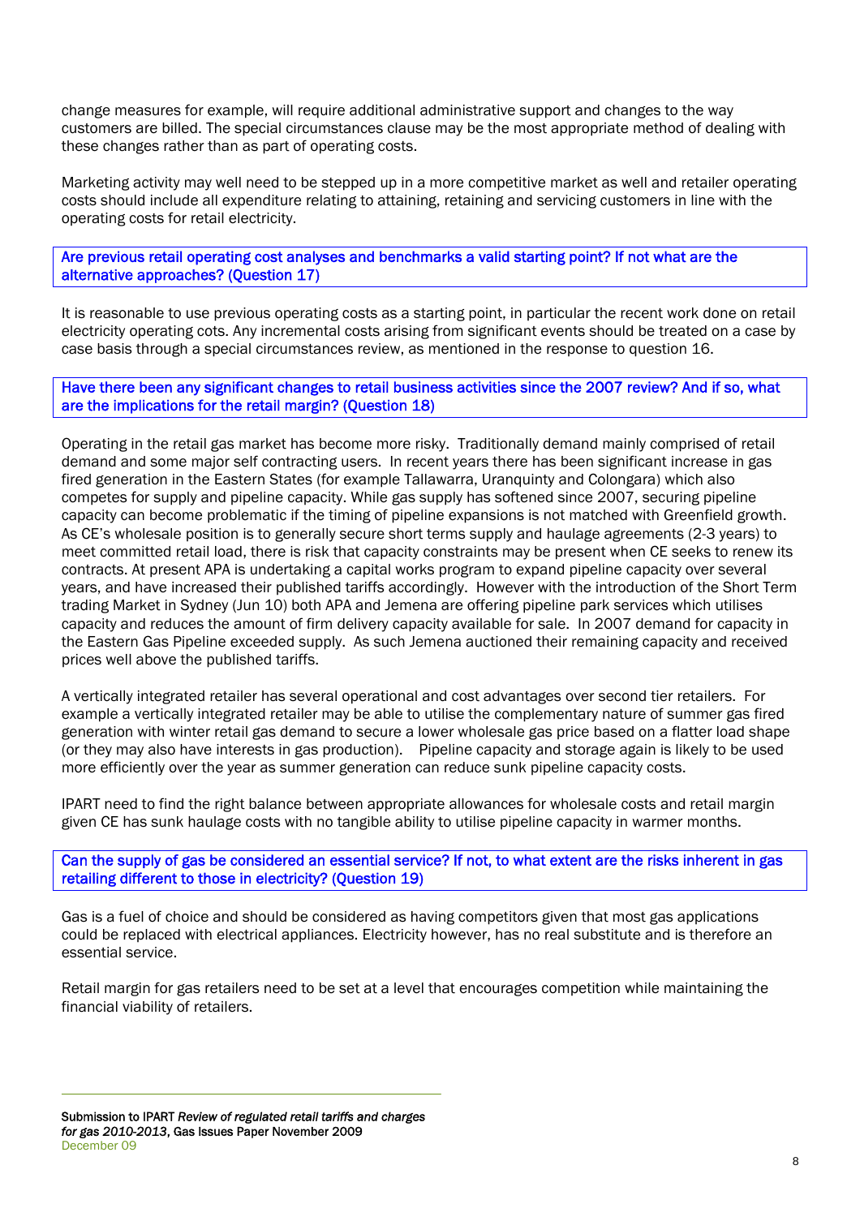change measures for example, will require additional administrative support and changes to the way customers are billed. The special circumstances clause may be the most appropriate method of dealing with these changes rather than as part of operating costs.

Marketing activity may well need to be stepped up in a more competitive market as well and retailer operating costs should include all expenditure relating to attaining, retaining and servicing customers in line with the operating costs for retail electricity.

**Are previous retail operating cost analyses and benchmarks a valid starting point? If not what are the alternative approaches? (Question 17)**

It is reasonable to use previous operating costs as a starting point, in particular the recent work done on retail electricity operating cots. Any incremental costs arising from significant events should be treated on a case by case basis through a special circumstances review, as mentioned in the response to question 16.

**Have there been any significant changes to retail business activities since the 2007 review? And if so, what are the implications for the retail margin? (Question 18)**

Operating in the retail gas market has become more risky. Traditionally demand mainly comprised of retail demand and some major self contracting users. In recent years there has been significant increase in gas fired generation in the Eastern States (for example Tallawarra, Uranquinty and Colongara) which also competes for supply and pipeline capacity. While gas supply has softened since 2007, securing pipeline capacity can become problematic if the timing of pipeline expansions is not matched with Greenfield growth. As CE's wholesale position is to generally secure short terms supply and haulage agreements (2-3 years) to meet committed retail load, there is risk that capacity constraints may be present when CE seeks to renew its contracts. At present APA is undertaking a capital works program to expand pipeline capacity over several years, and have increased their published tariffs accordingly. However with the introduction of the Short Term trading Market in Sydney (Jun 10) both APA and Jemena are offering pipeline park services which utilises capacity and reduces the amount of firm delivery capacity available for sale. In 2007 demand for capacity in the Eastern Gas Pipeline exceeded supply. As such Jemena auctioned their remaining capacity and received prices well above the published tariffs.

A vertically integrated retailer has several operational and cost advantages over second tier retailers. For example a vertically integrated retailer may be able to utilise the complementary nature of summer gas fired generation with winter retail gas demand to secure a lower wholesale gas price based on a flatter load shape (or they may also have interests in gas production). Pipeline capacity and storage again is likely to be used more efficiently over the year as summer generation can reduce sunk pipeline capacity costs.

IPART need to find the right balance between appropriate allowances for wholesale costs and retail margin given CE has sunk haulage costs with no tangible ability to utilise pipeline capacity in warmer months.

**Can the supply of gas be considered an essential service? If not, to what extent are the risks inherent in gas retailing different to those in electricity? (Question 19)**

Gas is a fuel of choice and should be considered as having competitors given that most gas applications could be replaced with electrical appliances. Electricity however, has no real substitute and is therefore an essential service.

Retail margin for gas retailers need to be set at a level that encourages competition while maintaining the financial viability of retailers.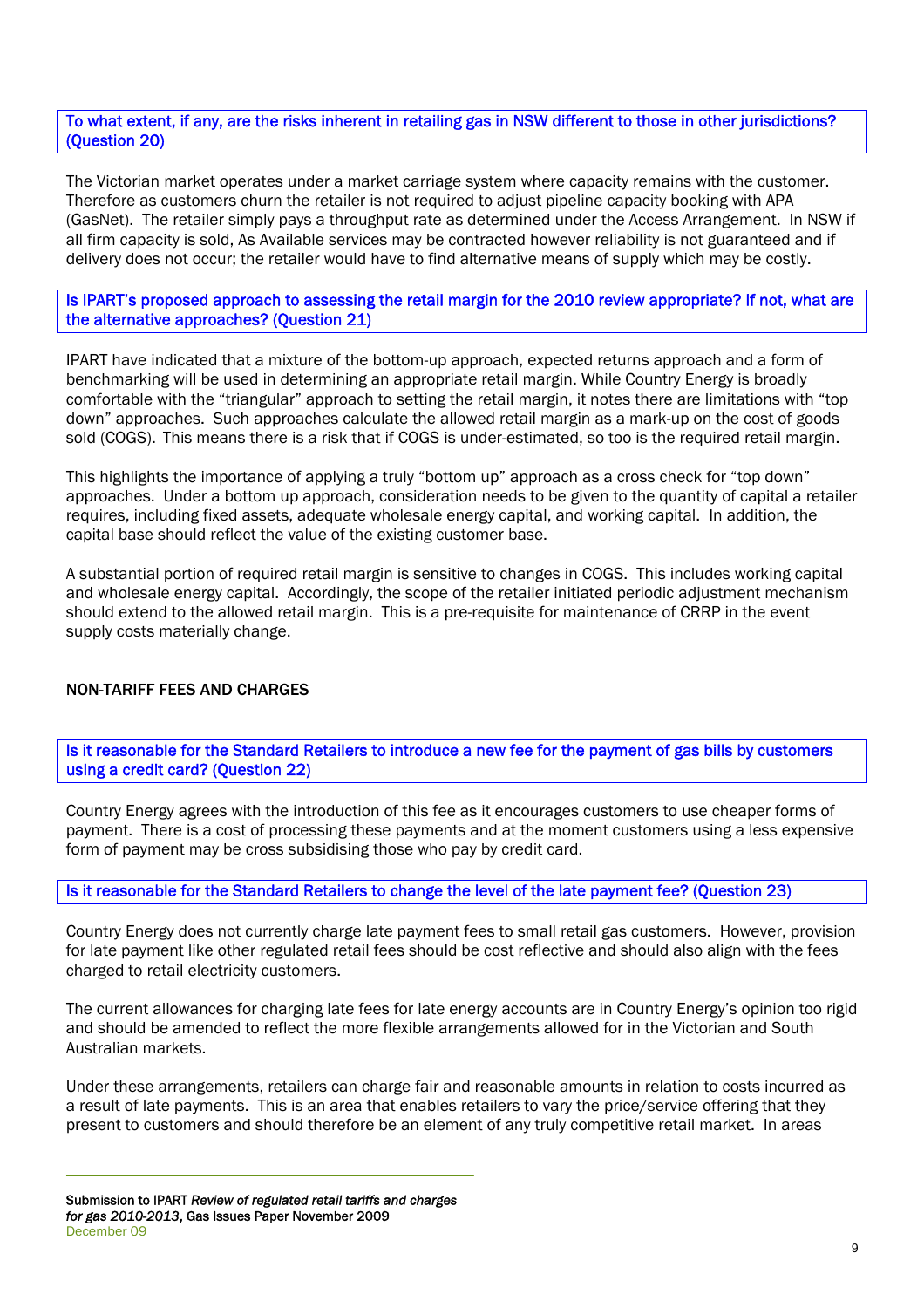**To what extent, if any, are the risks inherent in retailing gas in NSW different to those in other jurisdictions? (Question 20)**

The Victorian market operates under a market carriage system where capacity remains with the customer. Therefore as customers churn the retailer is not required to adjust pipeline capacity booking with APA (GasNet). The retailer simply pays a throughput rate as determined under the Access Arrangement. In NSW if all firm capacity is sold, As Available services may be contracted however reliability is not guaranteed and if delivery does not occur; the retailer would have to find alternative means of supply which may be costly.

**Is IPART's proposed approach to assessing the retail margin for the 2010 review appropriate? If not, what are the alternative approaches? (Question 21)**

IPART have indicated that a mixture of the bottom-up approach, expected returns approach and a form of benchmarking will be used in determining an appropriate retail margin. While Country Energy is broadly comfortable with the "triangular" approach to setting the retail margin, it notes there are limitations with "top down" approaches. Such approaches calculate the allowed retail margin as a mark-up on the cost of goods sold (COGS). This means there is a risk that if COGS is under-estimated, so too is the required retail margin.

This highlights the importance of applying a truly "bottom up" approach as a cross check for "top down" approaches. Under a bottom up approach, consideration needs to be given to the quantity of capital a retailer requires, including fixed assets, adequate wholesale energy capital, and working capital. In addition, the capital base should reflect the value of the existing customer base.

A substantial portion of required retail margin is sensitive to changes in COGS. This includes working capital and wholesale energy capital. Accordingly, the scope of the retailer initiated periodic adjustment mechanism should extend to the allowed retail margin. This is a pre-requisite for maintenance of CRRP in the event supply costs materially change.

## NON-TARIFF FEES AND CHARGES

**Is it reasonable for the Standard Retailers to introduce a new fee for the payment of gas bills by customers using a credit card? (Question 22)**

Country Energy agrees with the introduction of this fee as it encourages customers to use cheaper forms of payment. There is a cost of processing these payments and at the moment customers using a less expensive form of payment may be cross subsidising those who pay by credit card.

**Is it reasonable for the Standard Retailers to change the level of the late payment fee? (Question 23)**

Country Energy does not currently charge late payment fees to small retail gas customers. However, provision for late payment like other regulated retail fees should be cost reflective and should also align with the fees charged to retail electricity customers.

The current allowances for charging late fees for late energy accounts are in Country Energy's opinion too rigid and should be amended to reflect the more flexible arrangements allowed for in the Victorian and South Australian markets.

Under these arrangements, retailers can charge fair and reasonable amounts in relation to costs incurred as a result of late payments. This is an area that enables retailers to vary the price/service offering that they present to customers and should therefore be an element of any truly competitive retail market. In areas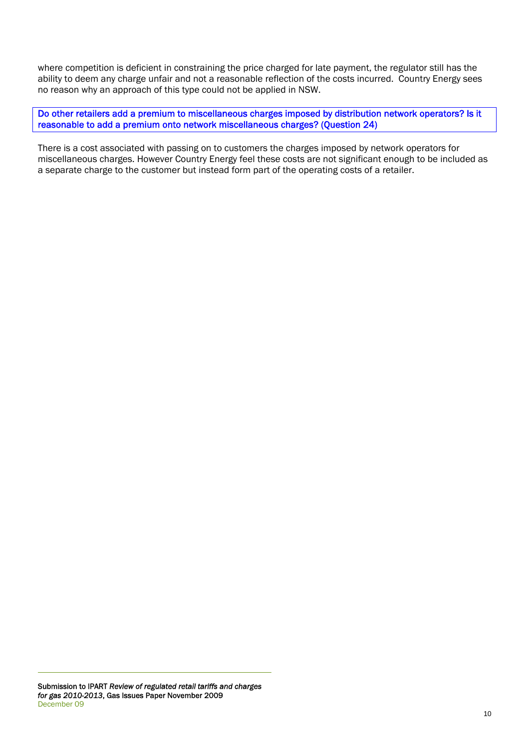where competition is deficient in constraining the price charged for late payment, the regulator still has the ability to deem any charge unfair and not a reasonable reflection of the costs incurred. Country Energy sees no reason why an approach of this type could not be applied in NSW.

**Do other retailers add a premium to miscellaneous charges imposed by distribution network operators? Is it reasonable to add a premium onto network miscellaneous charges? (Question 24)**

There is a cost associated with passing on to customers the charges imposed by network operators for miscellaneous charges. However Country Energy feel these costs are not significant enough to be included as a separate charge to the customer but instead form part of the operating costs of a retailer.